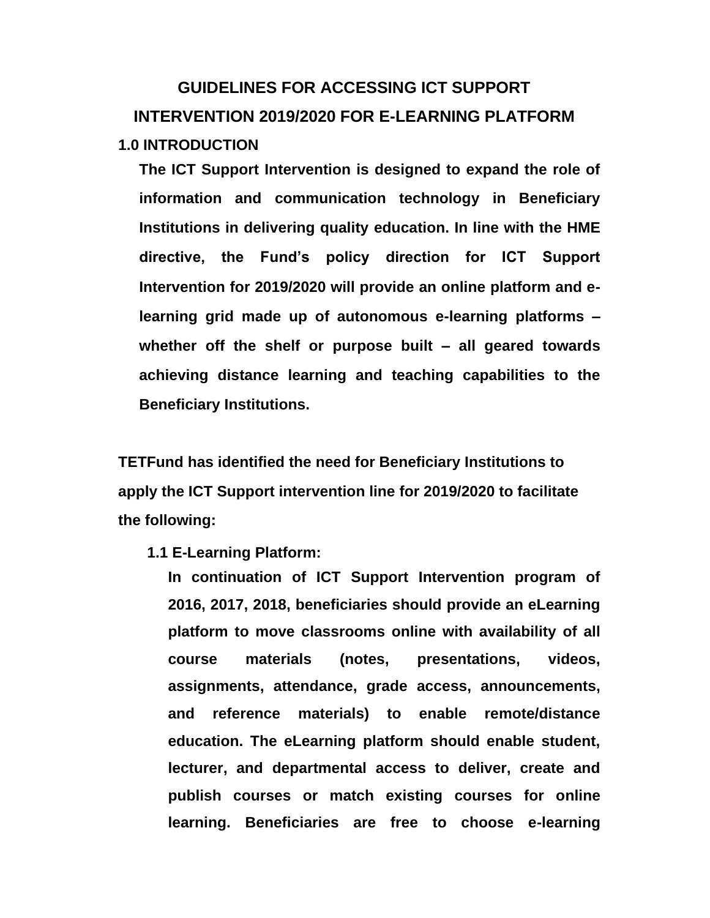# GUIDELINES FOR ACCESSING ICT SUPPORT INTERVENTION 2019/2020 FOR E-LEARNING PLATFORM

## 1.0 INTRODUCTION

**The ICT Support Intervention is designed to expand the role of information and communication technology in Beneficiary Institutions in delivering quality education. In line with the HME directive, the Fund's policy direction for ICT Support Intervention for 2019/2020 will provide an online platform and e-learning grid made up of autonomous e-learning platforms – whether off the shelf or purpose built – all geared towards achieving distance learning and teaching capabilities to the Beneficiary Institutions.**

**TETFund has identified the need for Beneficiary Institutions to apply the ICT Support intervention line for 2019/2020 to facilitate the following:**

### 1.1 E-Learning Platform:

**In continuation of ICT Support Intervention program of 2016, 2017, 2018, beneficiaries should provide an eLearning platform to move classrooms online with availability of all course materials (notes, presentations, videos, assignments, attendance, grade access, announcements, and reference materials) to enable remote/distance education. The eLearning platform should enable student, lecturer, and departmental access to deliver, create and publish courses or match existing courses for online learning. Beneficiaries are free to choose e-learning**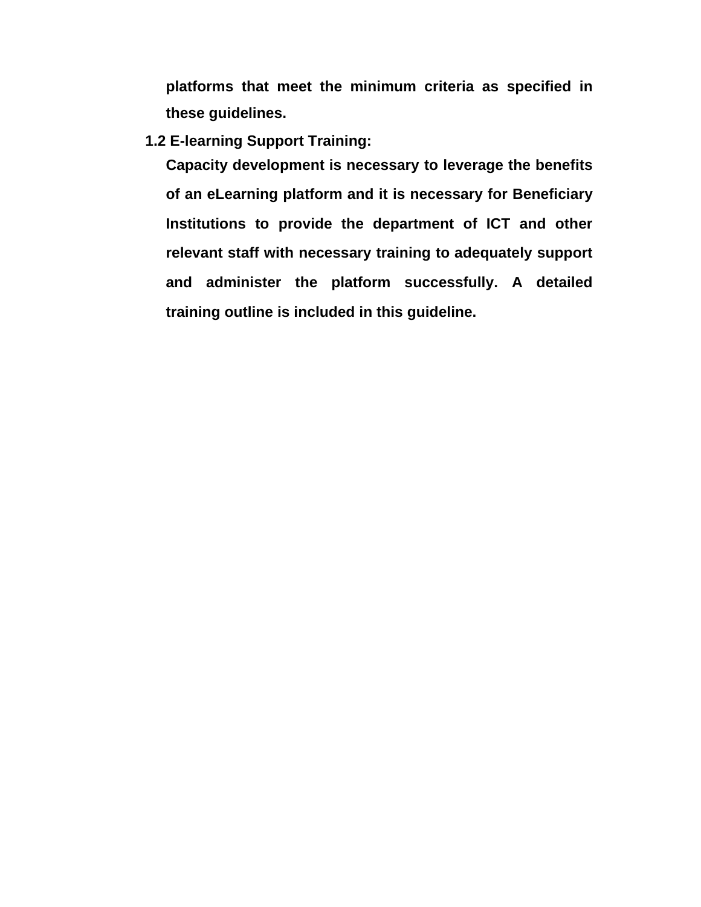**platforms that meet the minimum criteria as specified in these guidelines.**

### 1.2 E-learning Support Training:

**Capacity development is necessary to leverage the benefits of an eLearning platform and it is necessary for Beneficiary Institutions to provide the department of ICT and other relevant staff with necessary training to adequately support and administer the platform successfully. A detailed training outline is included in this guideline.**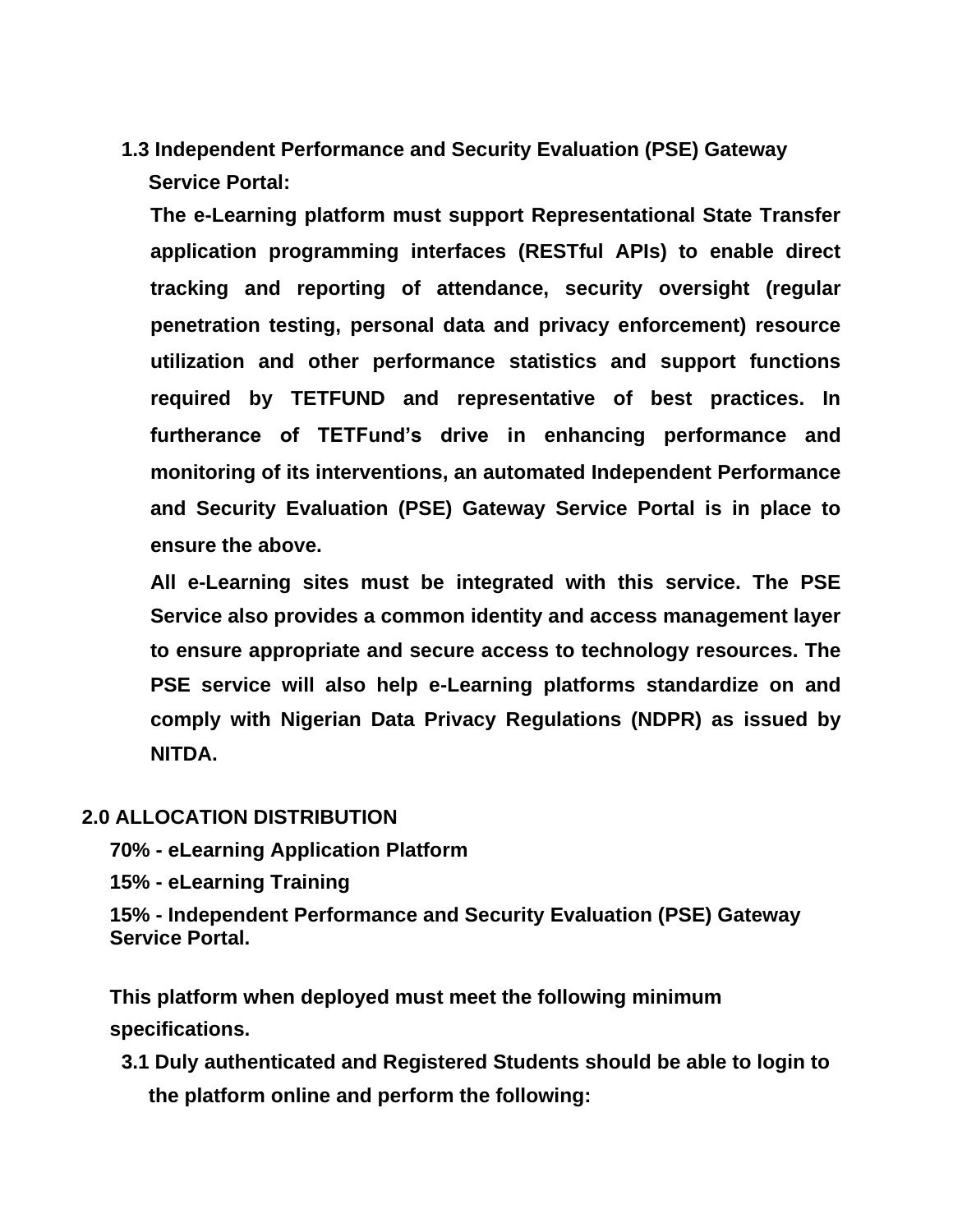### 1.3 Independent Performance and Security Evaluation (PSE) Gateway Service Portal:

**The e-Learning platform must support Representational State Transfer application programming interfaces (RESTful APIs) to enable direct tracking and reporting of attendance, security oversight (regular penetration testing, personal data and privacy enforcement) resource utilization and other performance statistics and support functions required by TETFUND and representative of best practices. In furtherance of TETFund's drive in enhancing performance and monitoring of its interventions, an automated Independent Performance and Security Evaluation (PSE) Gateway Service Portal is in place to ensure the above.**

**All e-Learning sites must be integrated with this service. The PSE Service also provides a common identity and access management layer to ensure appropriate and secure access to technology resources. The PSE service will also help e-Learning platforms standardize on and comply with Nigerian Data Privacy Regulations (NDPR) as issued by NITDA.**

## 2.0 ALLOCATION DISTRIBUTION

**70% - eLearning Application Platform**

**15% - eLearning Training**

**15% - Independent Performance and Security Evaluation (PSE) Gateway Service Portal.**

**This platform when deployed must meet the following minimum specifications.**

### 3.1 Duly authenticated and Registered Students should be able to login to the platform online and perform the following: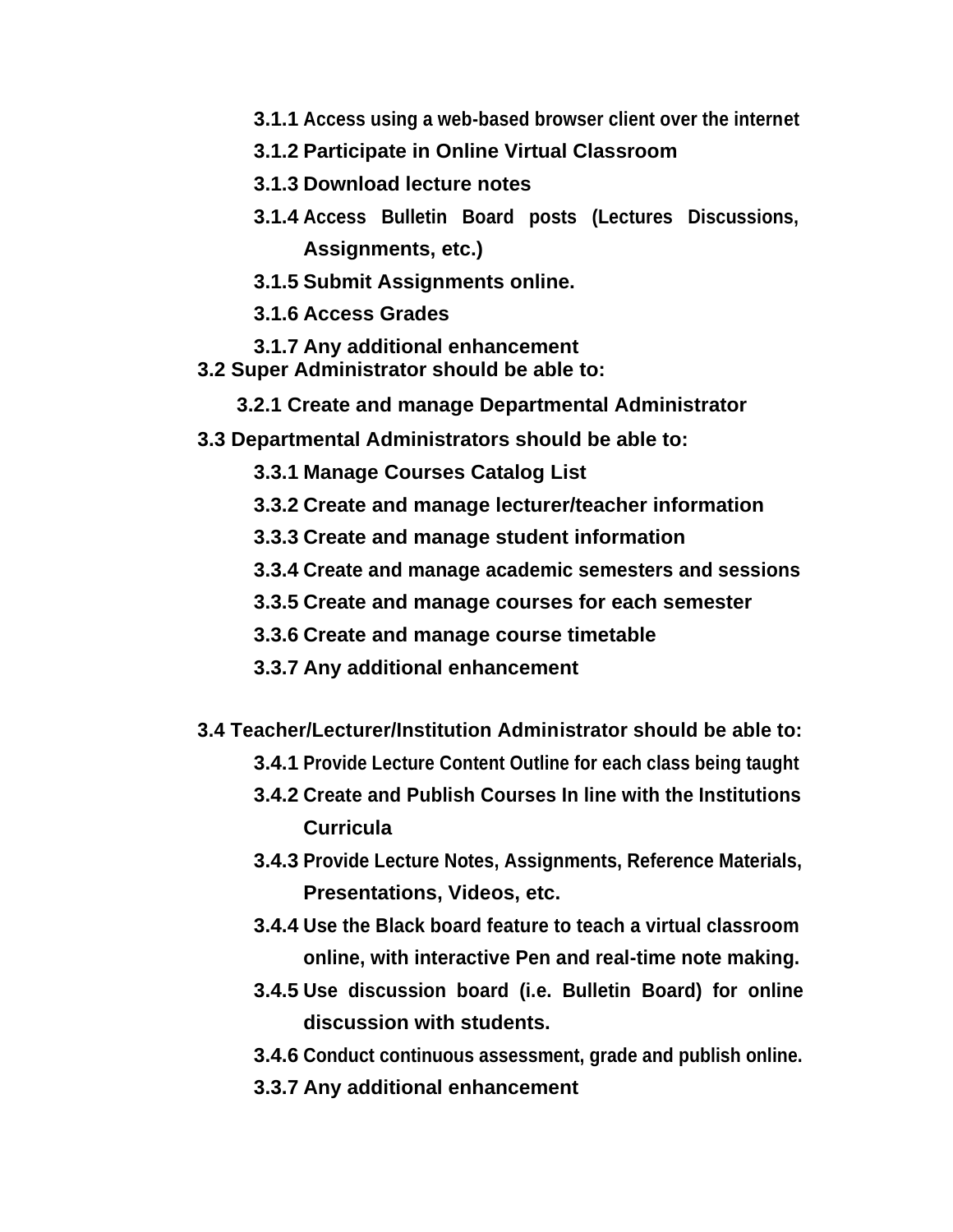- **3.1.1 Access using a web-based browser client over the internet**
- **3.1.2 Participate in Online Virtual Classroom**
- **3.1.3 Download lecture notes**
- **3.1.4 Access Bulletin Board posts (Lectures Discussions, Assignments, etc.)**
- **3.1.5 Submit Assignments online.**
- **3.1.6 Access Grades**
- **3.1.7 Any additional enhancement**

**3.2 Super Administrator should be able to:**

- **3.2.1 Create and manage Departmental Administrator**

**3.3 Departmental Administrators should be able to:**

- **3.3.1 Manage Courses Catalog List**
- **3.3.2 Create and manage lecturer/teacher information**
- **3.3.3 Create and manage student information**
- **3.3.4 Create and manage academic semesters and sessions**
- **3.3.5 Create and manage courses for each semester**
- **3.3.6 Create and manage course timetable**
- **3.3.7 Any additional enhancement**

**3.4 Teacher/Lecturer/Institution Administrator should be able to:**

- **3.4.1 Provide Lecture Content Outline for each class being taught**
- **3.4.2 Create and Publish Courses In line with the Institutions Curricula**
- **3.4.3 Provide Lecture Notes, Assignments, Reference Materials, Presentations, Videos, etc.**
- **3.4.4 Use the Black board feature to teach a virtual classroom online, with interactive Pen and real-time note making.**
- **3.4.5 Use discussion board (i.e. Bulletin Board) for online discussion with students.**
- **3.4.6 Conduct continuous assessment, grade and publish online.**
- **3.3.7 Any additional enhancement**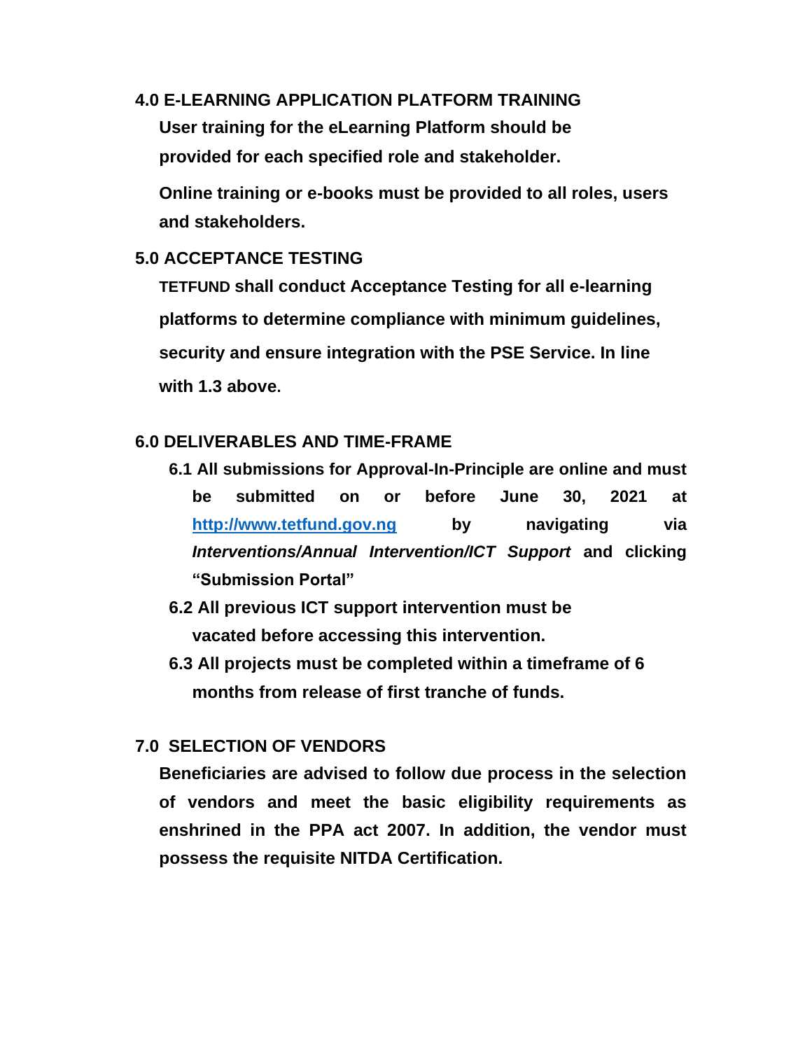## 4.0 E-LEARNING APPLICATION PLATFORM TRAINING

**User training for the eLearning Platform should be provided for each specified role and stakeholder.**

**Online training or e-books must be provided to all roles, users and stakeholders.**

## 5.0 ACCEPTANCE TESTING

**TETFUND shall conduct Acceptance Testing for all e-learning platforms to determine compliance with minimum guidelines, security and ensure integration with the PSE Service. In line with 1.3 above.**

## 6.0 DELIVERABLES AND TIME-FRAME

**6.1 All submissions for Approval-In-Principle are online and must be submitted on or before June 30, 2021 at [http://www.tetfund.gov.ng](http://www.tetfund.gov.ng) by navigating via *Interventions/Annual Intervention/ICT Support* and clicking "Submission Portal"**

**6.2 All previous ICT support intervention must be vacated before accessing this intervention.**

**6.3 All projects must be completed within a timeframe of 6 months from release of first tranche of funds.**

## 7.0 SELECTION OF VENDORS

**Beneficiaries are advised to follow due process in the selection of vendors and meet the basic eligibility requirements as enshrined in the PPA act 2007. In addition, the vendor must possess the requisite NITDA Certification.**